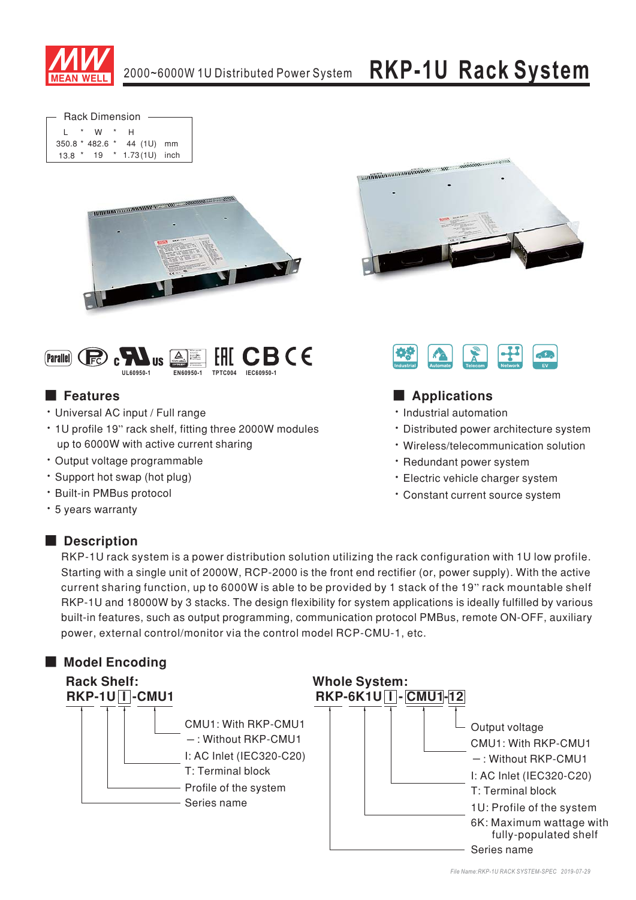# RKP-1U Rack System

2000~6000W 1U Distributed Power System

**Rack Dimension**

| L | * | W | * | H | |
|---|---|---|---|---|---|
| 350.8 | * | 482.6 | * | 44 (1U) | mm |
| 13.8 | * | 19 | * | 1.73(1U) | inch |

UL60950-1 EN60950-1 TPTC004 IEC60950-1

Industrial Automate Telecom Network EV

## Features

- Universal AC input / Full range
- 1U profile 19" rack shelf, fitting three 2000W modules up to 6000W with active current sharing
- Output voltage programmable
- Support hot swap (hot plug)
- Built-in PMBus protocol
- 5 years warranty

## Applications

- Industrial automation
- Distributed power architecture system
- Wireless/telecommunication solution
- Redundant power system
- Electric vehicle charger system
- Constant current source system

## Description

RKP-1U rack system is a power distribution solution utilizing the rack configuration with 1U low profile. Starting with a single unit of 2000W, RCP-2000 is the front end rectifier (or, power supply). With the active current sharing function, up to 6000W is able to be provided by 1 stack of the 19" rack mountable shelf RKP-1U and 18000W by 3 stacks. The design flexibility for system applications is ideally fulfilled by various built-in features, such as output programming, communication protocol PMBus, remote ON-OFF, auxiliary power, external control/monitor via the control model RCP-CMU-1, etc.

## Model Encoding

**Rack Shelf:**

**RKP-1U [I] -CMU1**

- CMU1: With RKP-CMU1
- –: Without RKP-CMU1
- I: AC Inlet (IEC320-C20)
- T: Terminal block
- Profile of the system
- Series name

**Whole System:**

**RKP-6K1U [I] - [CMU1] -[12]**

- Output voltage
- CMU1: With RKP-CMU1
- –: Without RKP-CMU1
- I: AC Inlet (IEC320-C20)
- T: Terminal block
- 1U: Profile of the system
- 6K: Maximum wattage with fully-populated shelf
- Series name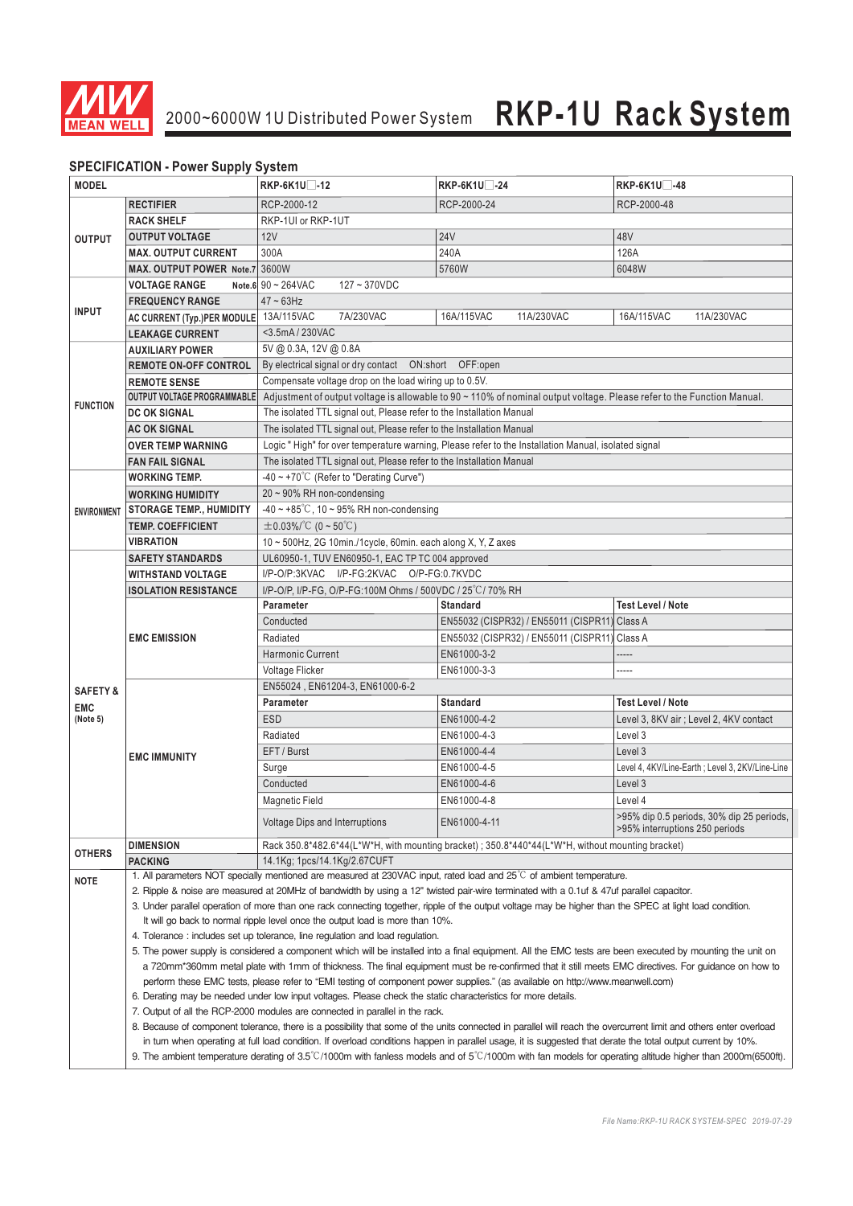## SPECIFICATION - Power Supply System

| MODEL | | RKP-6K1U□-12 | RKP-6K1U□-24 | RKP-6K1U□-48 |
|---|---|---|---|---|
| OUTPUT | RECTIFIER | RCP-2000-12 | RCP-2000-24 | RCP-2000-48 |
| | RACK SHELF | RKP-1UI or RKP-1UT | | |
| | OUTPUT VOLTAGE | 12V | 24V | 48V |
| | MAX. OUTPUT CURRENT | 300A | 240A | 126A |
| | MAX. OUTPUT POWER Note.7 | 3600W | 5760W | 6048W |
| INPUT | VOLTAGE RANGE Note.6 | 90 ~ 264VAC 127 ~ 370VDC | | |
| | FREQUENCY RANGE | 47 ~ 63Hz | | |
| | AC CURRENT (Typ.)PER MODULE | 13A/115VAC 7A/230VAC | 16A/115VAC 11A/230VAC | 16A/115VAC 11A/230VAC |
| | LEAKAGE CURRENT | <3.5mA / 230VAC | | |
| FUNCTION | AUXILIARY POWER | 5V @ 0.3A, 12V @ 0.8A | | |
| | REMOTE ON-OFF CONTROL | By electrical signal or dry contact ON:short OFF:open | | |
| | REMOTE SENSE | Compensate voltage drop on the load wiring up to 0.5V. | | |
| | OUTPUT VOLTAGE PROGRAMMABLE | Adjustment of output voltage is allowable to 90 ~ 110% of nominal output voltage. Please refer to the Function Manual. | | |
| | DC OK SIGNAL | The isolated TTL signal out, Please refer to the Installation Manual | | |
| | AC OK SIGNAL | The isolated TTL signal out, Please refer to the Installation Manual | | |
| | OVER TEMP WARNING | Logic " High" for over temperature warning, Please refer to the Installation Manual, isolated signal | | |
| | FAN FAIL SIGNAL | The isolated TTL signal out, Please refer to the Installation Manual | | |
| ENVIRONMENT | WORKING TEMP. | -40 ~ +70℃ (Refer to "Derating Curve") | | |
| | WORKING HUMIDITY | 20 ~ 90% RH non-condensing | | |
| | STORAGE TEMP., HUMIDITY | -40 ~ +85℃, 10 ~ 95% RH non-condensing | | |
| | TEMP. COEFFICIENT | ±0.03%/℃ (0 ~ 50℃) | | |
| | VIBRATION | 10 ~ 500Hz, 2G 10min./1cycle, 60min. each along X, Y, Z axes | | |
| SAFETY & EMC (Note 5) | SAFETY STANDARDS | UL60950-1, TUV EN60950-1, EAC TP TC 004 approved | | |
| | WITHSTAND VOLTAGE | I/P-O/P:3KVAC I/P-FG:2KVAC O/P-FG:0.7KVDC | | |
| | ISOLATION RESISTANCE | I/P-O/P, I/P-FG, O/P-FG:100M Ohms / 500VDC / 25℃/ 70% RH | | |
| | EMC EMISSION | **Parameter** | **Standard** | **Test Level / Note** |
| | | Conducted | EN55032 (CISPR32) / EN55011 (CISPR11) | Class A |
| | | Radiated | EN55032 (CISPR32) / EN55011 (CISPR11) | Class A |
| | | Harmonic Current | EN61000-3-2 | ----- |
| | | Voltage Flicker | EN61000-3-3 | ----- |
| | EMC IMMUNITY | EN55024 , EN61204-3, EN61000-6-2 | | |
| | | **Parameter** | **Standard** | **Test Level / Note** |
| | | ESD | EN61000-4-2 | Level 3, 8KV air ; Level 2, 4KV contact |
| | | Radiated | EN61000-4-3 | Level 3 |
| | | EFT / Burst | EN61000-4-4 | Level 3 |
| | | Surge | EN61000-4-5 | Level 4, 4KV/Line-Earth ; Level 3, 2KV/Line-Line |
| | | Conducted | EN61000-4-6 | Level 3 |
| | | Magnetic Field | EN61000-4-8 | Level 4 |
| | | Voltage Dips and Interruptions | EN61000-4-11 | >95% dip 0.5 periods, 30% dip 25 periods, >95% interruptions 250 periods |
| OTHERS | DIMENSION | Rack 350.8*482.6*44(L*W*H, with mounting bracket) ; 350.8*440*44(L*W*H, without mounting bracket) | | |
| | PACKING | 14.1Kg; 1pcs/14.1Kg/2.67CUFT | | |

**NOTE**

1. All parameters NOT specially mentioned are measured at 230VAC input, rated load and 25℃ of ambient temperature.
2. Ripple & noise are measured at 20MHz of bandwidth by using a 12" twisted pair-wire terminated with a 0.1uf & 47uf parallel capacitor.
3. Under parallel operation of more than one rack connecting together, ripple of the output voltage may be higher than the SPEC at light load condition. It will go back to normal ripple level once the output load is more than 10%.
4. Tolerance : includes set up tolerance, line regulation and load regulation.
5. The power supply is considered a component which will be installed into a final equipment. All the EMC tests are been executed by mounting the unit on a 720mm*360mm metal plate with 1mm of thickness. The final equipment must be re-confirmed that it still meets EMC directives. For guidance on how to perform these EMC tests, please refer to "EMI testing of component power supplies." (as available on http://www.meanwell.com)
6. Derating may be needed under low input voltages. Please check the static characteristics for more details.
7. Output of all the RCP-2000 modules are connected in parallel in the rack.
8. Because of component tolerance, there is a possibility that some of the units connected in parallel will reach the overcurrent limit and others enter overload in turn when operating at full load condition. If overload conditions happen in parallel usage, it is suggested that derate the total output current by 10%.
9. The ambient temperature derating of 3.5℃/1000m with fanless models and of 5℃/1000m with fan models for operating altitude higher than 2000m(6500ft).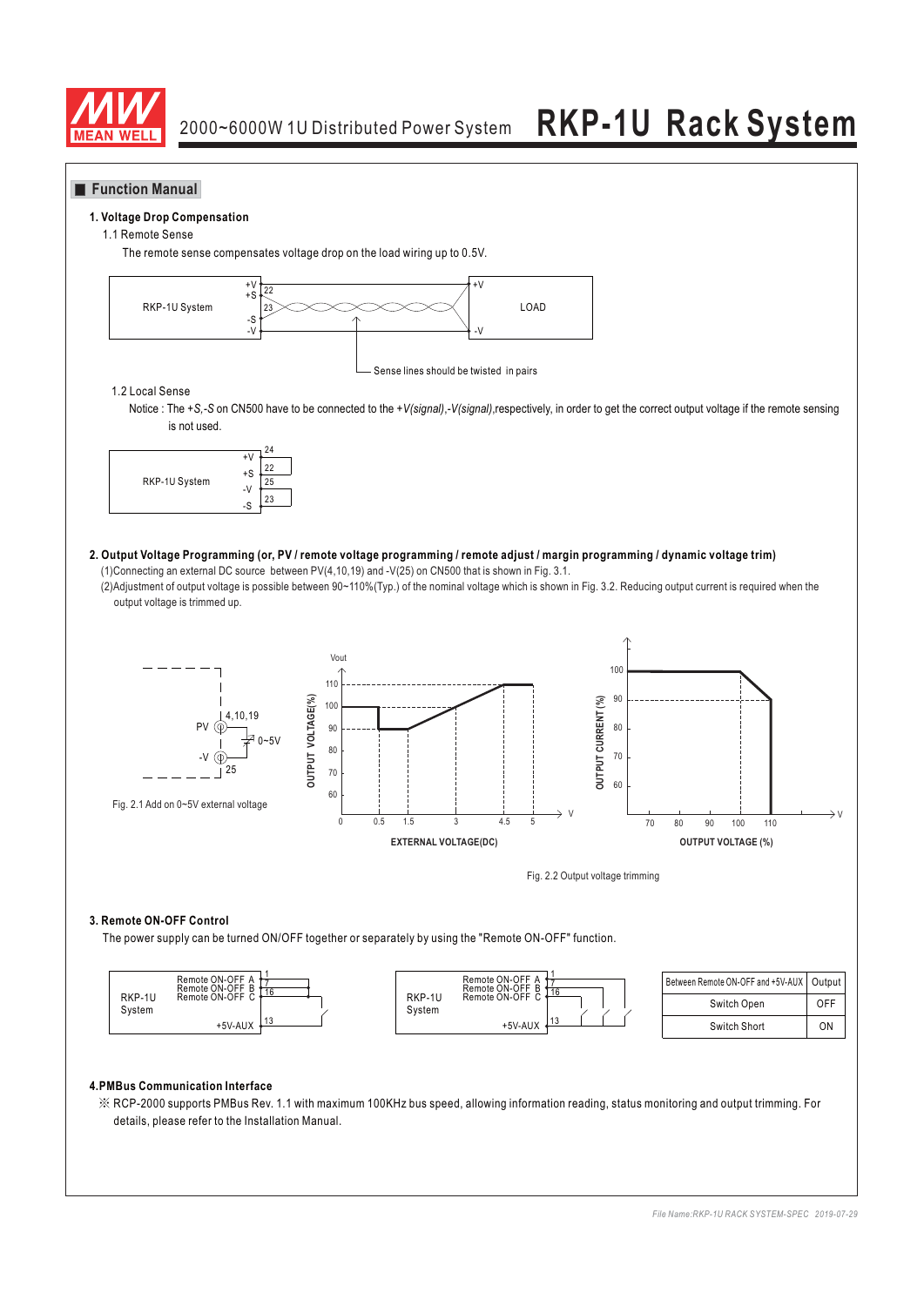## Function Manual

### 1. Voltage Drop Compensation

1.1 Remote Sense

The remote sense compensates voltage drop on the load wiring up to 0.5V.

Sense lines should be twisted in pairs

1.2 Local Sense

Notice : The *+S,-S* on CN500 have to be connected to the *+V(signal),-V(signal)*,respectively, in order to get the correct output voltage if the remote sensing is not used.

### 2. Output Voltage Programming (or, PV / remote voltage programming / remote adjust / margin programming / dynamic voltage trim)

(1)Connecting an external DC source between PV(4,10,19) and -V(25) on CN500 that is shown in Fig. 3.1.

(2)Adjustment of output voltage is possible between 90~110%(Typ.) of the nominal voltage which is shown in Fig. 3.2. Reducing output current is required when the output voltage is trimmed up.

Fig. 2.1 Add on 0~5V external voltage

Fig. 2.2 Output voltage trimming

### 3. Remote ON-OFF Control

The power supply can be turned ON/OFF together or separately by using the "Remote ON-OFF" function.

| Between Remote ON-OFF and +5V-AUX | Output |
|---|---|
| Switch Open | OFF |
| Switch Short | ON |

### 4.PMBus Communication Interface

※ RCP-2000 supports PMBus Rev. 1.1 with maximum 100KHz bus speed, allowing information reading, status monitoring and output trimming. For details, please refer to the Installation Manual.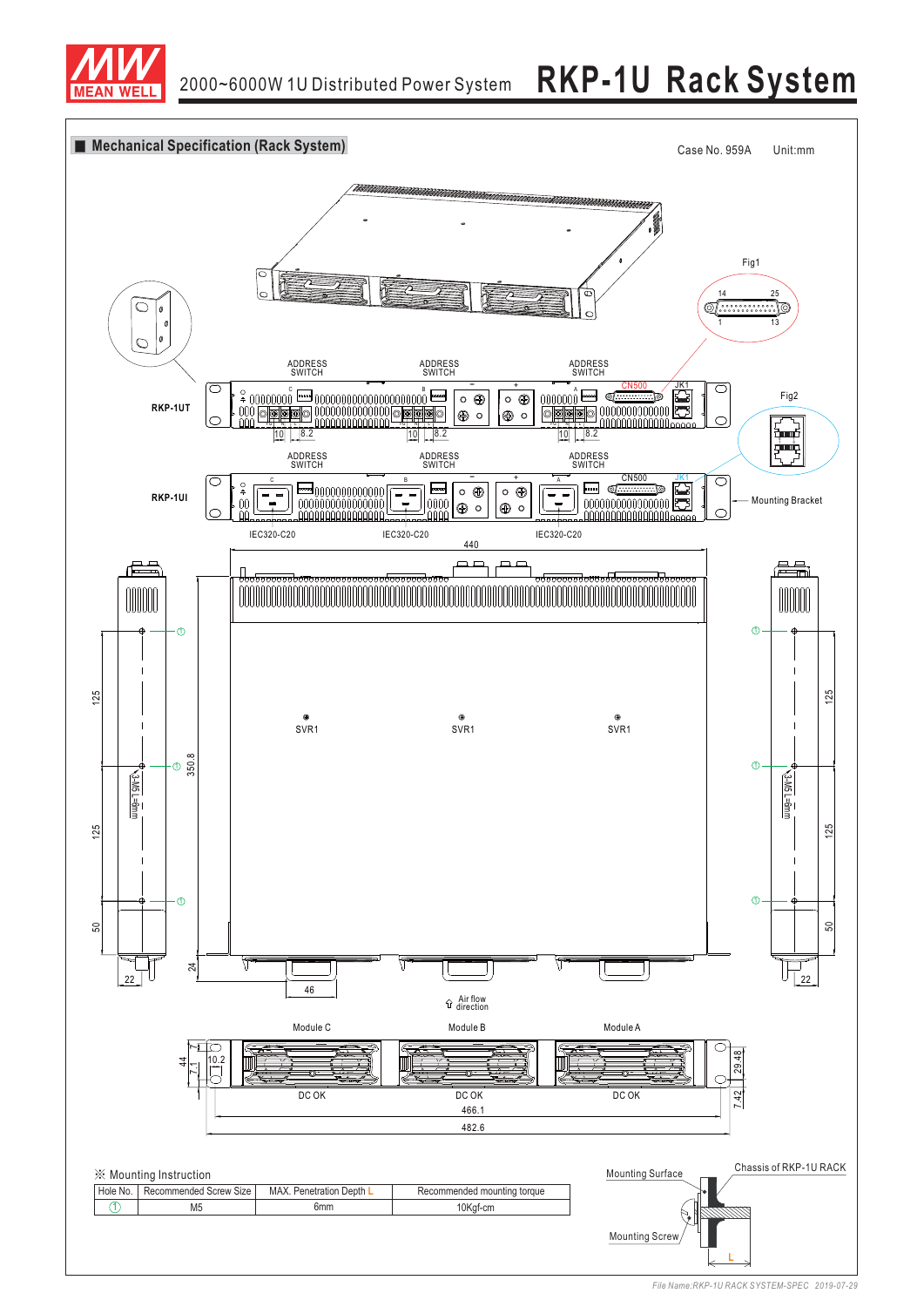## Mechanical Specification (Rack System)

Case No. 959A Unit:mm

Fig1

14 25

1 13

ADDRESS SWITCH

ADDRESS SWITCH

ADDRESS SWITCH

CN500 JK1

RKP-1UT

10 8.2

10 8.2

10 8.2

Fig2

ADDRESS SWITCH

ADDRESS SWITCH

ADDRESS SWITCH

CN500 JK1

RKP-1UI

Mounting Bracket

IEC320-C20 IEC320-C20 IEC320-C20

440

125

125

50

22

350.8

24

3-M5 L=6mm

SVR1 SVR1 SVR1

46

Air flow direction

Module C Module B Module A

44

7.1

10.2

7.1

DC OK DC OK DC OK

466.1

482.6

29.48

7.42

※ Mounting Instruction

| Hole No. | Recommended Screw Size | MAX. Penetration Depth L | Recommended mounting torque |
|---|---|---|---|
| ① | M5 | 6mm | 10Kgf-cm |

Mounting Surface

Chassis of RKP-1U RACK

Mounting Screw

L

*File Name:RKP-1U RACK SYSTEM-SPEC 2019-07-29*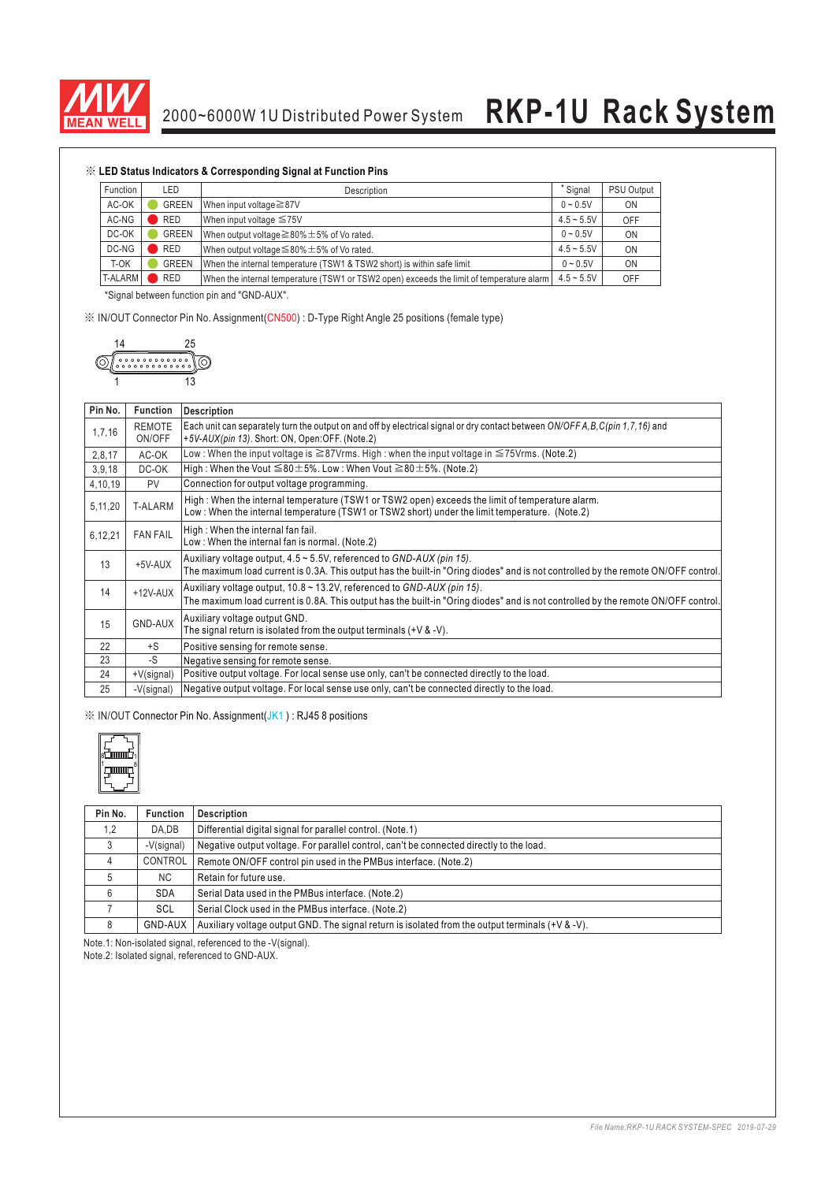※ **LED Status Indicators & Corresponding Signal at Function Pins**

| Function | LED | Description | *Signal | PSU Output |
|---|---|---|---|---|
| AC-OK | GREEN | When input voltage≧87V | 0 ~ 0.5V | ON |
| AC-NG | RED | When input voltage ≦75V | 4.5 ~ 5.5V | OFF |
| DC-OK | GREEN | When output voltage≧80%±5% of Vo rated. | 0 ~ 0.5V | ON |
| DC-NG | RED | When output voltage≦80%±5% of Vo rated. | 4.5 ~ 5.5V | ON |
| T-OK | GREEN | When the internal temperature (TSW1 & TSW2 short) is within safe limit | 0 ~ 0.5V | ON |
| T-ALARM | RED | When the internal temperature (TSW1 or TSW2 open) exceeds the limit of temperature alarm | 4.5 ~ 5.5V | OFF |

*Signal between function pin and "GND-AUX".

※ IN/OUT Connector Pin No. Assignment(CN500) : D-Type Right Angle 25 positions (female type)

14 25
1 13

| Pin No. | Function | Description |
|---|---|---|
| 1,7,16 | REMOTE ON/OFF | Each unit can separately turn the output on and off by electrical signal or dry contact between *ON/OFF A,B,C(pin 1,7,16)* and *+5V-AUX(pin 13)*. Short: ON, Open:OFF. (Note.2) |
| 2,8,17 | AC-OK | Low : When the input voltage is ≧87Vrms. High : when the input voltage in ≦75Vrms. (Note.2) |
| 3,9,18 | DC-OK | High : When the Vout ≦80±5%. Low : When Vout ≧80±5%. (Note.2) |
| 4,10,19 | PV | Connection for output voltage programming. |
| 5,11,20 | T-ALARM | High : When the internal temperature (TSW1 or TSW2 open) exceeds the limit of temperature alarm. Low : When the internal temperature (TSW1 or TSW2 short) under the limit temperature. (Note.2) |
| 6,12,21 | FAN FAIL | High : When the internal fan fail. Low : When the internal fan is normal. (Note.2) |
| 13 | +5V-AUX | Auxiliary voltage output, 4.5 ~ 5.5V, referenced to *GND-AUX (pin 15)*. The maximum load current is 0.3A. This output has the built-in "Oring diodes" and is not controlled by the remote ON/OFF control. |
| 14 | +12V-AUX | Auxiliary voltage output, 10.8 ~ 13.2V, referenced to *GND-AUX (pin 15)*. The maximum load current is 0.8A. This output has the built-in "Oring diodes" and is not controlled by the remote ON/OFF control. |
| 15 | GND-AUX | Auxiliary voltage output GND. The signal return is isolated from the output terminals (+V & -V). |
| 22 | +S | Positive sensing for remote sense. |
| 23 | -S | Negative sensing for remote sense. |
| 24 | +V(signal) | Positive output voltage. For local sense use only, can't be connected directly to the load. |
| 25 | -V(signal) | Negative output voltage. For local sense use only, can't be connected directly to the load. |

※ IN/OUT Connector Pin No. Assignment(JK1 ) : RJ45 8 positions

| Pin No. | Function | Description |
|---|---|---|
| 1,2 | DA,DB | Differential digital signal for parallel control. (Note.1) |
| 3 | -V(signal) | Negative output voltage. For parallel control, can't be connected directly to the load. |
| 4 | CONTROL | Remote ON/OFF control pin used in the PMBus interface. (Note.2) |
| 5 | NC | Retain for future use. |
| 6 | SDA | Serial Data used in the PMBus interface. (Note.2) |
| 7 | SCL | Serial Clock used in the PMBus interface. (Note.2) |
| 8 | GND-AUX | Auxiliary voltage output GND. The signal return is isolated from the output terminals (+V & -V). |

Note.1: Non-isolated signal, referenced to the -V(signal).
Note.2: Isolated signal, referenced to GND-AUX.